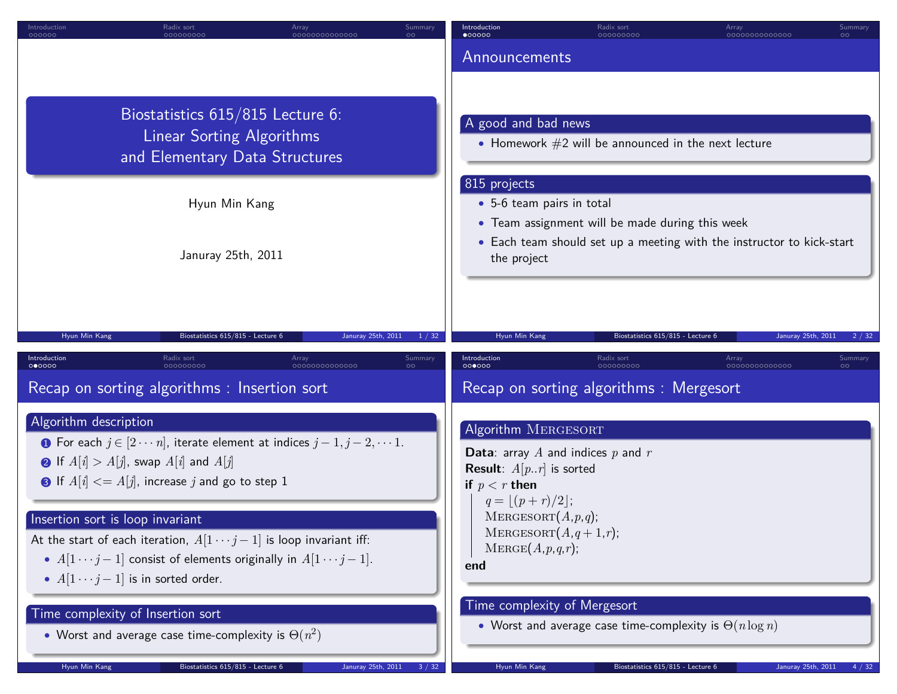# Biostatistics 615/815 Lecture 6: Linear Sorting Algorithms and Elementary Data Structures

Hyun Min Kang

Januray 25th, 2011

## Announcements

### A good and bad news

- Homework #2 will be announced in the next lecture

### 815 projects

- 5-6 team pairs in total
- Team assignment will be made during this week
- Each team should set up a meeting with the instructor to kick-start the project

## Recap on sorting algorithms : Insertion sort

### Algorithm description

1. For each $j \in [2 \cdots n]$, iterate element at indices $j-1, j-2, \cdots 1$.
2. If $A[i] > A[j]$, swap $A[i]$ and $A[j]$
3. If $A[i] <= A[j]$, increase $j$ and go to step 1

### Insertion sort is loop invariant

At the start of each iteration, $A[1 \cdots j-1]$ is loop invariant iff:

- $A[1 \cdots j-1]$ consist of elements originally in $A[1 \cdots j-1]$.
- $A[1 \cdots j-1]$ is in sorted order.

### Time complexity of Insertion sort

- Worst and average case time-complexity is $\Theta(n^2)$

## Recap on sorting algorithms : Mergesort

### Algorithm MERGESORT

**Data**: array $A$ and indices $p$ and $r$
**Result**: $A[p..r]$ is sorted
**if** $p < r$ **then**
  $q = \lfloor (p+r)/2 \rfloor$;
  MERGESORT($A$,$p$,$q$);
  MERGESORT($A$,$q+1$,$r$);
  MERGE($A$,$p$,$q$,$r$);
**end**

### Time complexity of Mergesort

- Worst and average case time-complexity is $\Theta(n \log n)$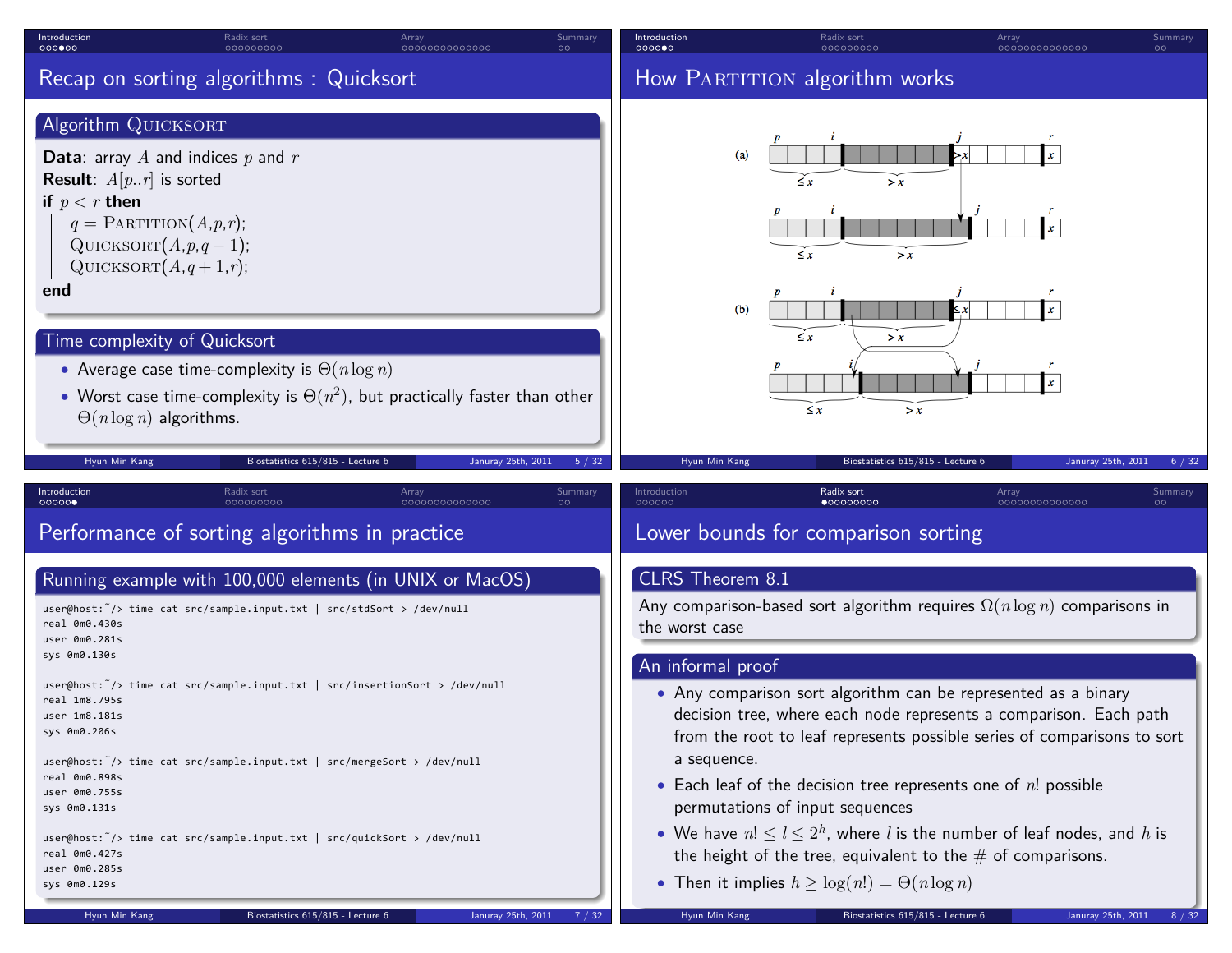## Recap on sorting algorithms : Quicksort

### Algorithm QUICKSORT

**Data**: array $A$ and indices $p$ and $r$
**Result**: $A[p..r]$ is sorted
**if** $p < r$ **then**
  $q = \text{PARTITION}(A,p,r)$;
  $\text{QUICKSORT}(A,p,q-1)$;
  $\text{QUICKSORT}(A,q+1,r)$;
**end**

### Time complexity of Quicksort

- Average case time-complexity is $\Theta(n \log n)$
- Worst case time-complexity is $\Theta(n^2)$, but practically faster than other $\Theta(n \log n)$ algorithms.

## How PARTITION algorithm works

(a) $p$, $i$, $j$, $r$: $\leq x$ | $> x$ | $> x$ ... $x$ → $\leq x$ | $> x$

(b) $p$, $i$, $j$, $r$: $\leq x$ | $> x$ | $\leq x$ ... $x$ → $\leq x$ | $> x$

## Performance of sorting algorithms in practice

### Running example with 100,000 elements (in UNIX or MacOS)

```
user@host:~/> time cat src/sample.input.txt | src/stdSort > /dev/null
real 0m0.430s
user 0m0.281s
sys 0m0.130s

user@host:~/> time cat src/sample.input.txt | src/insertionSort > /dev/null
real 1m8.795s
user 1m8.181s
sys 0m0.206s

user@host:~/> time cat src/sample.input.txt | src/mergeSort > /dev/null
real 0m0.898s
user 0m0.755s
sys 0m0.131s

user@host:~/> time cat src/sample.input.txt | src/quickSort > /dev/null
real 0m0.427s
user 0m0.285s
sys 0m0.129s
```

## Lower bounds for comparison sorting

### CLRS Theorem 8.1

Any comparison-based sort algorithm requires $\Omega(n \log n)$ comparisons in the worst case

### An informal proof

- Any comparison sort algorithm can be represented as a binary decision tree, where each node represents a comparison. Each path from the root to leaf represents possible series of comparisons to sort a sequence.
- Each leaf of the decision tree represents one of $n!$ possible permutations of input sequences
- We have $n! \leq l \leq 2^h$, where $l$ is the number of leaf nodes, and $h$ is the height of the tree, equivalent to the # of comparisons.
- Then it implies $h \geq \log(n!) = \Theta(n \log n)$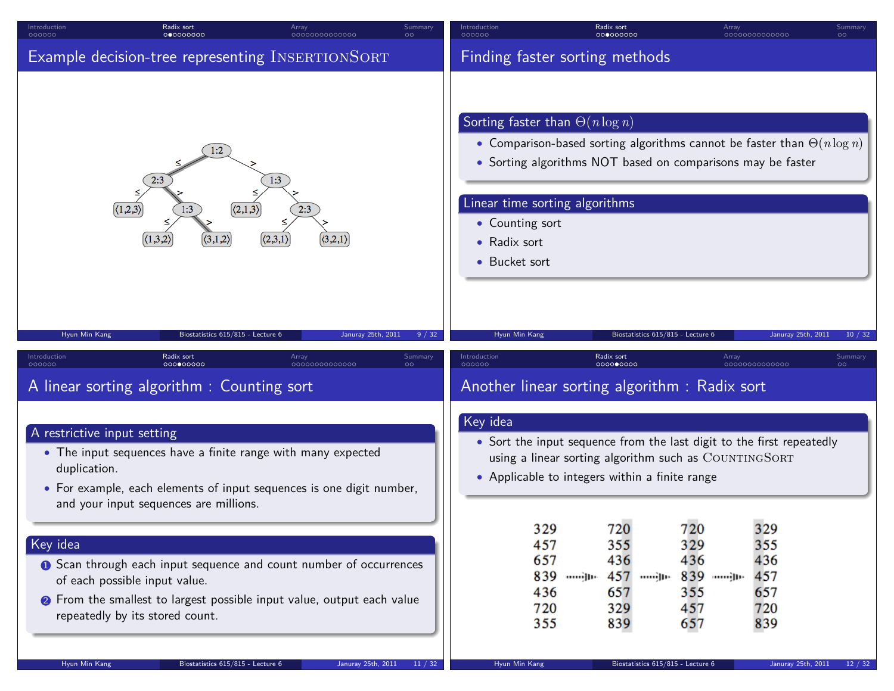## Example decision-tree representing InsertionSort

```
                1:2
          ≤ /        \ >
         2:3          1:3
      ≤ /   \ >    ≤ /   \ >
  ⟨1,2,3⟩   1:3  ⟨2,1,3⟩   2:3
         ≤ /  \ >       ≤ /  \ >
    ⟨1,3,2⟩ ⟨3,1,2⟩  ⟨2,3,1⟩ ⟨3,2,1⟩
```

## Finding faster sorting methods

### Sorting faster than $\Theta(n \log n)$

- Comparison-based sorting algorithms cannot be faster than $\Theta(n \log n)$
- Sorting algorithms NOT based on comparisons may be faster

### Linear time sorting algorithms

- Counting sort
- Radix sort
- Bucket sort

## A linear sorting algorithm : Counting sort

### A restrictive input setting

- The input sequences have a finite range with many expected duplication.
- For example, each elements of input sequences is one digit number, and your input sequences are millions.

### Key idea

1. Scan through each input sequence and count number of occurrences of each possible input value.
2. From the smallest to largest possible input value, output each value repeatedly by its stored count.

## Another linear sorting algorithm : Radix sort

### Key idea

- Sort the input sequence from the last digit to the first repeatedly using a linear sorting algorithm such as CountingSort
- Applicable to integers within a finite range

| | | | | | | |
|---|---|---|---|---|---|---|
| 329 | | 720 | | 720 | | 329 |
| 457 | | 355 | | 329 | | 355 |
| 657 | | 436 | | 436 | | 436 |
| 839 | → | 457 | → | 839 | → | 457 |
| 436 | | 657 | | 355 | | 657 |
| 720 | | 329 | | 457 | | 720 |
| 355 | | 839 | | 657 | | 839 |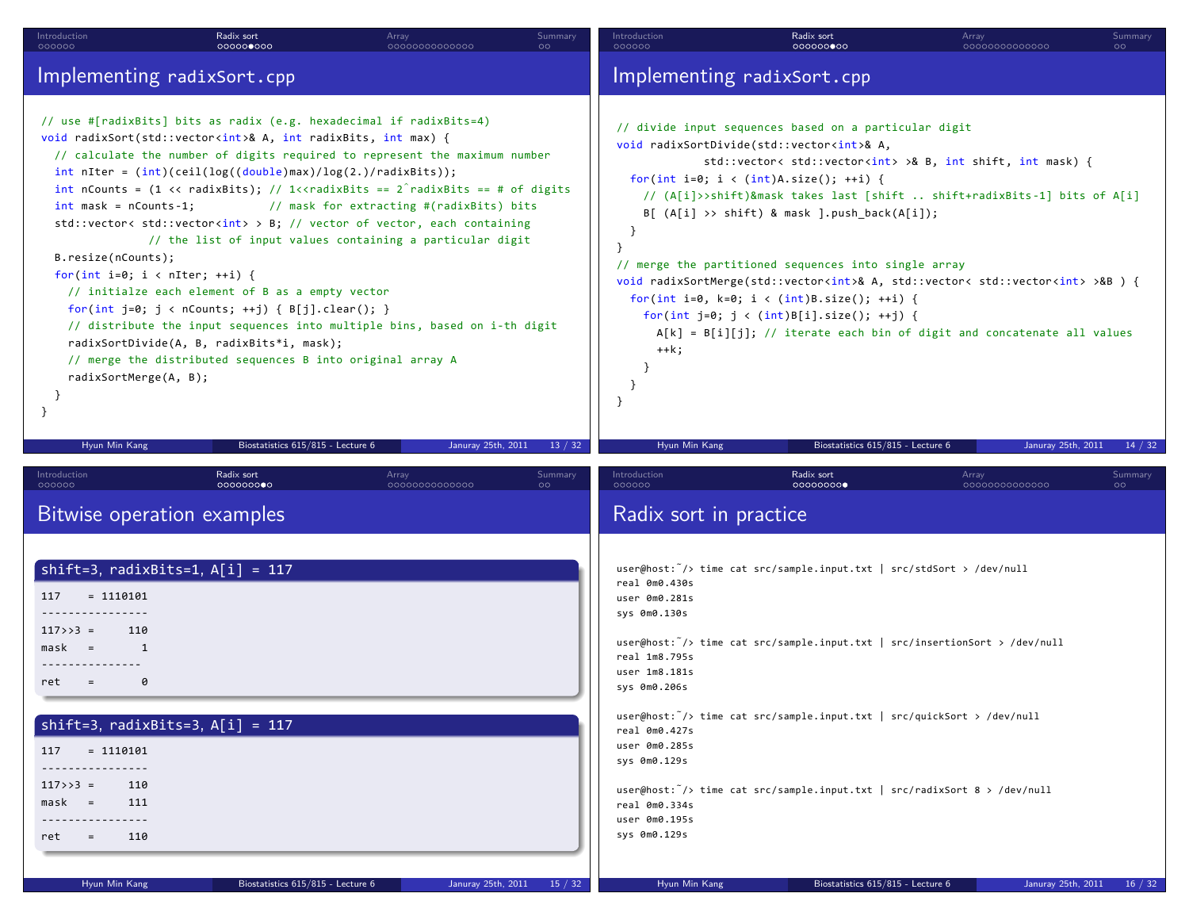## Implementing radixSort.cpp

```cpp
// use #[radixBits] bits as radix (e.g. hexadecimal if radixBits=4)
void radixSort(std::vector<int>& A, int radixBits, int max) {
  // calculate the number of digits required to represent the maximum number
  int nIter = (int)(ceil(log((double)max)/log(2.)/radixBits));
  int nCounts = (1 << radixBits); // 1<<radixBits == 2^radixBits == # of digits
  int mask = nCounts-1;           // mask for extracting #(radixBits) bits
  std::vector< std::vector<int> > B; // vector of vector, each containing
              // the list of input values containing a particular digit
  B.resize(nCounts);
  for(int i=0; i < nIter; ++i) {
    // initialze each element of B as a empty vector
    for(int j=0; j < nCounts; ++j) { B[j].clear(); }
    // distribute the input sequences into multiple bins, based on i-th digit
    radixSortDivide(A, B, radixBits*i, mask);
    // merge the distributed sequences B into original array A
    radixSortMerge(A, B);
  }
}
```

## Implementing radixSort.cpp

```cpp
// divide input sequences based on a particular digit
void radixSortDivide(std::vector<int>& A,
             std::vector< std::vector<int> >& B, int shift, int mask) {
  for(int i=0; i < (int)A.size(); ++i) {
    // (A[i]>>shift)&mask takes last [shift .. shift+radixBits-1] bits of A[i]
    B[ (A[i] >> shift) & mask ].push_back(A[i]);
  }
}
// merge the partitioned sequences into single array
void radixSortMerge(std::vector<int>& A, std::vector< std::vector<int> >&B ) {
  for(int i=0, k=0; i < (int)B.size(); ++i) {
    for(int j=0; j < (int)B[i].size(); ++j) {
      A[k] = B[i][j]; // iterate each bin of digit and concatenate all values
      ++k;
    }
  }
}
```

## Bitwise operation examples

**shift=3, radixBits=1, A[i] = 117**

```
117    = 1110101
----------------
117>>3 =     110
mask   =       1
---------------
ret    =       0
```

**shift=3, radixBits=3, A[i] = 117**

```
117    = 1110101
----------------
117>>3 =     110
mask   =     111
----------------
ret    =     110
```

## Radix sort in practice

```
user@host:~/> time cat src/sample.input.txt | src/stdSort > /dev/null
real 0m0.430s
user 0m0.281s
sys 0m0.130s

user@host:~/> time cat src/sample.input.txt | src/insertionSort > /dev/null
real 1m8.795s
user 1m8.181s
sys 0m0.206s

user@host:~/> time cat src/sample.input.txt | src/quickSort > /dev/null
real 0m0.427s
user 0m0.285s
sys 0m0.129s

user@host:~/> time cat src/sample.input.txt | src/radixSort 8 > /dev/null
real 0m0.334s
user 0m0.195s
sys 0m0.129s
```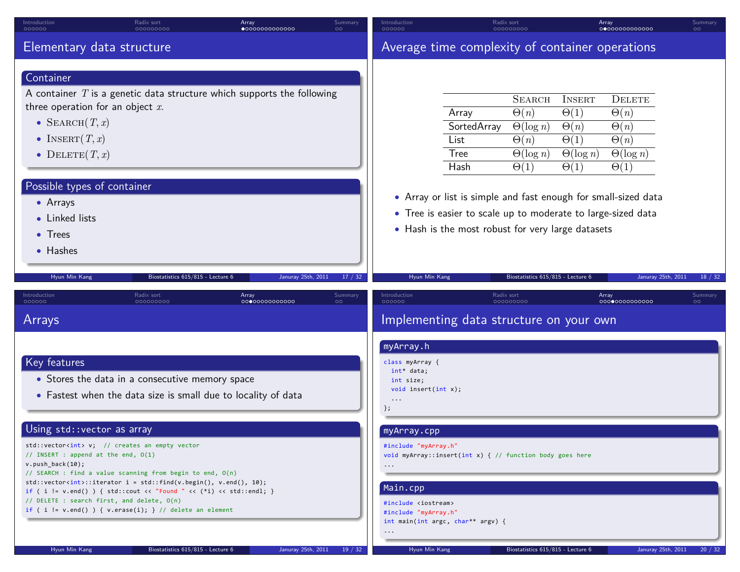## Elementary data structure

### Container

A container $T$ is a genetic data structure which supports the following three operation for an object $x$.

- $\textsc{Search}(T, x)$
- $\textsc{Insert}(T, x)$
- $\textsc{Delete}(T, x)$

### Possible types of container

- Arrays
- Linked lists
- Trees
- Hashes

## Average time complexity of container operations

| | Search | Insert | Delete |
|---|---|---|---|
| Array | $\Theta(n)$ | $\Theta(1)$ | $\Theta(n)$ |
| SortedArray | $\Theta(\log n)$ | $\Theta(n)$ | $\Theta(n)$ |
| List | $\Theta(n)$ | $\Theta(1)$ | $\Theta(n)$ |
| Tree | $\Theta(\log n)$ | $\Theta(\log n)$ | $\Theta(\log n)$ |
| Hash | $\Theta(1)$ | $\Theta(1)$ | $\Theta(1)$ |

- Array or list is simple and fast enough for small-sized data
- Tree is easier to scale up to moderate to large-sized data
- Hash is the most robust for very large datasets

## Arrays

### Key features

- Stores the data in a consecutive memory space
- Fastest when the data size is small due to locality of data

### Using `std::vector` as array

```
std::vector<int> v;  // creates an empty vector
// INSERT : append at the end, O(1)
v.push_back(10);
// SEARCH : find a value scanning from begin to end, O(n)
std::vector<int>::iterator i = std::find(v.begin(), v.end(), 10);
if ( i != v.end() ) { std::cout << "Found " << (*i) << std::endl; }
// DELETE : search first, and delete, O(n)
if ( i != v.end() ) { v.erase(i); } // delete an element
```

## Implementing data structure on your own

### `myArray.h`

```
class myArray {
  int* data;
  int size;
  void insert(int x);
  ...
};
```

### `myArray.cpp`

```
#include "myArray.h"
void myArray::insert(int x) { // function body goes here
...
```

### `Main.cpp`

```
#include <iostream>
#include "myArray.h"
int main(int argc, char** argv) {
...
```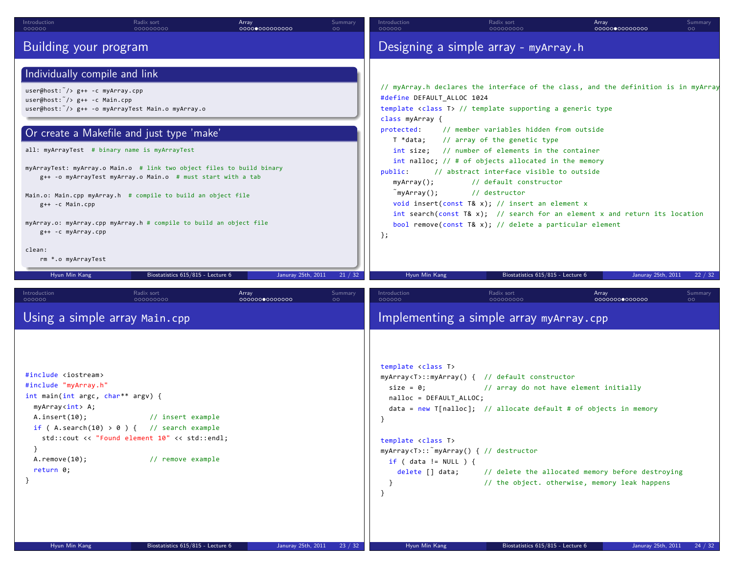## Building your program

### Individually compile and link

```
user@host:~/> g++ -c myArray.cpp
user@host:~/> g++ -c Main.cpp
user@host:~/> g++ -o myArrayTest Main.o myArray.o
```

### Or create a Makefile and just type 'make'

```
all: myArrayTest  # binary name is myArrayTest

myArrayTest: myArray.o Main.o  # link two object files to build binary
    g++ -o myArrayTest myArray.o Main.o  # must start with a tab

Main.o: Main.cpp myArray.h  # compile to build an object file
    g++ -c Main.cpp

myArray.o: myArray.cpp myArray.h # compile to build an object file
    g++ -c myArray.cpp

clean:
    rm *.o myArrayTest
```

## Designing a simple array - myArray.h

```
// myArray.h declares the interface of the class, and the definition is in myArray
#define DEFAULT_ALLOC 1024
template <class T> // template supporting a generic type
class myArray {
protected:     // member variables hidden from outside
   T *data;    // array of the genetic type
   int size;   // number of elements in the container
   int nalloc; // # of objects allocated in the memory
public:      // abstract interface visible to outside
   myArray();         // default constructor
   ~myArray();        // destructor
   void insert(const T& x); // insert an element x
   int search(const T& x);  // search for an element x and return its location
   bool remove(const T& x); // delete a particular element
};
```

## Using a simple array Main.cpp

```
#include <iostream>
#include "myArray.h"
int main(int argc, char** argv) {
  myArray<int> A;
  A.insert(10);               // insert example
  if ( A.search(10) > 0 ) {   // search example
    std::cout << "Found element 10" << std::endl;
  }
  A.remove(10);               // remove example
  return 0;
}
```

## Implementing a simple array myArray.cpp

```
template <class T>
myArray<T>::myArray() {  // default constructor
  size = 0;              // array do not have element initially
  nalloc = DEFAULT_ALLOC;
  data = new T[nalloc];  // allocate default # of objects in memory
}

template <class T>
myArray<T>::~myArray() { // destructor
  if ( data != NULL ) {
    delete [] data;      // delete the allocated memory before destroying
  }                      // the object. otherwise, memory leak happens
}
```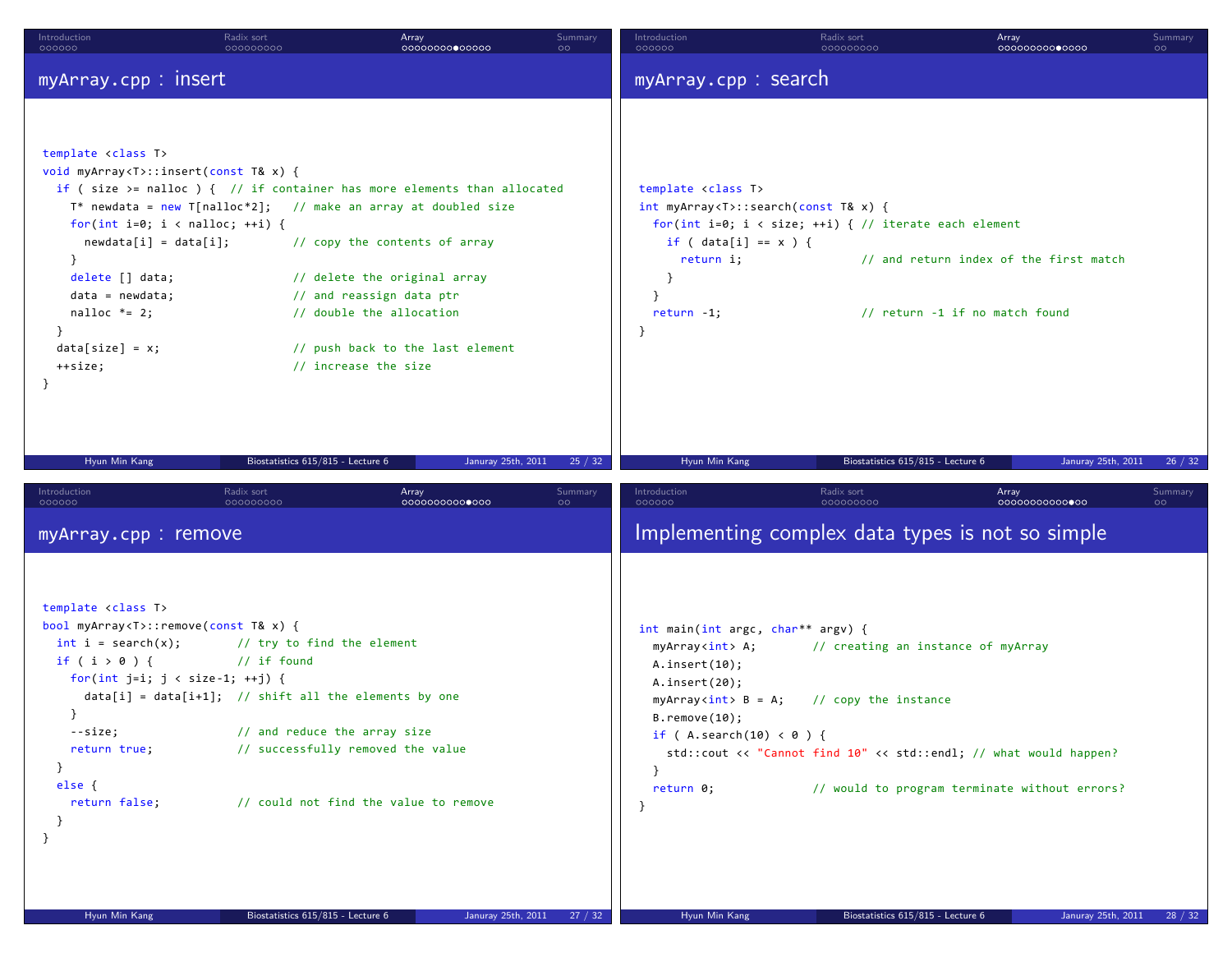## myArray.cpp : insert

```
template <class T>
void myArray<T>::insert(const T& x) {
  if ( size >= nalloc ) {  // if container has more elements than allocated
    T* newdata = new T[nalloc*2];   // make an array at doubled size
    for(int i=0; i < nalloc; ++i) {
      newdata[i] = data[i];         // copy the contents of array
    }
    delete [] data;                 // delete the original array
    data = newdata;                 // and reassign data ptr
    nalloc *= 2;                    // double the allocation
  }
  data[size] = x;                   // push back to the last element
  ++size;                           // increase the size
}
```

## myArray.cpp : search

```
template <class T>
int myArray<T>::search(const T& x) {
  for(int i=0; i < size; ++i) { // iterate each element
    if ( data[i] == x ) {
      return i;                 // and return index of the first match
    }
  }
  return -1;                    // return -1 if no match found
}
```

## myArray.cpp : remove

```
template <class T>
bool myArray<T>::remove(const T& x) {
  int i = search(x);        // try to find the element
  if ( i > 0 ) {            // if found
    for(int j=i; j < size-1; ++j) {
      data[i] = data[i+1];  // shift all the elements by one
    }
    --size;                 // and reduce the array size
    return true;            // successfully removed the value
  }
  else {
    return false;           // could not find the value to remove
  }
}
```

## Implementing complex data types is not so simple

```
int main(int argc, char** argv) {
  myArray<int> A;        // creating an instance of myArray
  A.insert(10);
  A.insert(20);
  myArray<int> B = A;    // copy the instance
  B.remove(10);
  if ( A.search(10) < 0 ) {
    std::cout << "Cannot find 10" << std::endl; // what would happen?
  }
  return 0;              // would to program terminate without errors?
}
```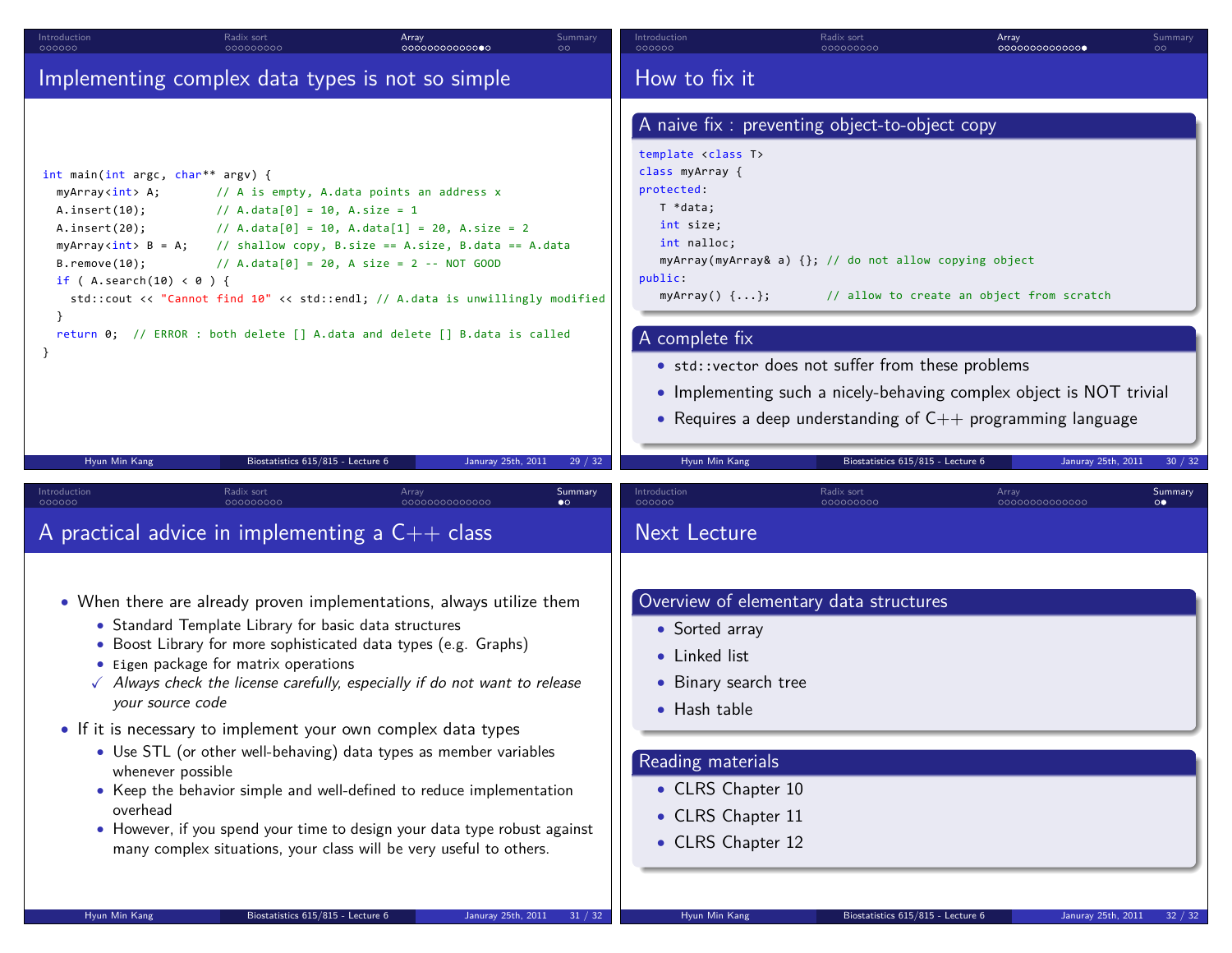## Implementing complex data types is not so simple

```
int main(int argc, char** argv) {
  myArray<int> A;        // A is empty, A.data points an address x
  A.insert(10);          // A.data[0] = 10, A.size = 1
  A.insert(20);          // A.data[0] = 10, A.data[1] = 20, A.size = 2
  myArray<int> B = A;    // shallow copy, B.size == A.size, B.data == A.data
  B.remove(10);          // A.data[0] = 20, A size = 2 -- NOT GOOD
  if ( A.search(10) < 0 ) {
    std::cout << "Cannot find 10" << std::endl; // A.data is unwillingly modified
  }
  return 0;  // ERROR : both delete [] A.data and delete [] B.data is called
}
```

## How to fix it

### A naive fix : preventing object-to-object copy

```
template <class T>
class myArray {
protected:
   T *data;
   int size;
   int nalloc;
   myArray(myArray& a) {}; // do not allow copying object
public:
   myArray() {...};        // allow to create an object from scratch
```

### A complete fix

- `std::vector` does not suffer from these problems
- Implementing such a nicely-behaving complex object is NOT trivial
- Requires a deep understanding of C++ programming language

## A practical advice in implementing a C++ class

- When there are already proven implementations, always utilize them
  - Standard Template Library for basic data structures
  - Boost Library for more sophisticated data types (e.g. Graphs)
  - `Eigen` package for matrix operations
  - ✓ *Always check the license carefully, especially if do not want to release your source code*
- If it is necessary to implement your own complex data types
  - Use STL (or other well-behaving) data types as member variables whenever possible
  - Keep the behavior simple and well-defined to reduce implementation overhead
  - However, if you spend your time to design your data type robust against many complex situations, your class will be very useful to others.

## Next Lecture

### Overview of elementary data structures

- Sorted array
- Linked list
- Binary search tree
- Hash table

### Reading materials

- CLRS Chapter 10
- CLRS Chapter 11
- CLRS Chapter 12